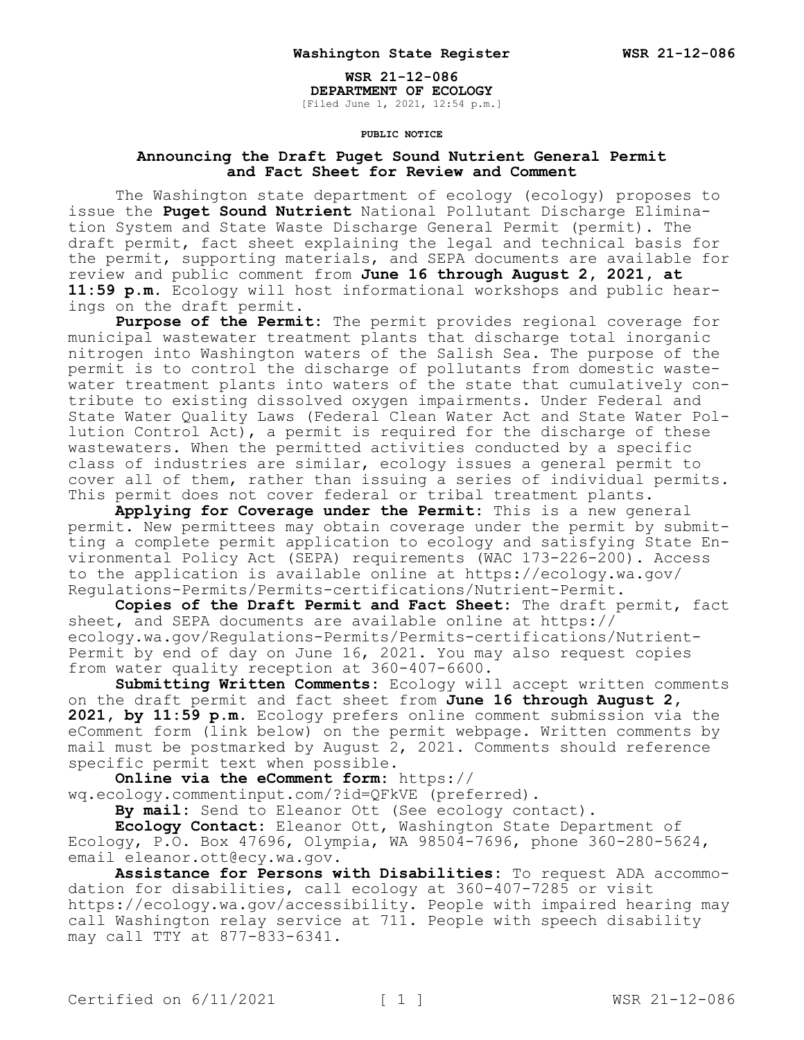**WSR 21-12-086**
**DEPARTMENT OF ECOLOGY**
[Filed June 1, 2021, 12:54 p.m.]

**PUBLIC NOTICE**

## Announcing the Draft Puget Sound Nutrient General Permit and Fact Sheet for Review and Comment

The Washington state department of ecology (ecology) proposes to issue the **Puget Sound Nutrient** National Pollutant Discharge Elimination System and State Waste Discharge General Permit (permit). The draft permit, fact sheet explaining the legal and technical basis for the permit, supporting materials, and SEPA documents are available for review and public comment from **June 16 through August 2, 2021, at 11:59 p.m.** Ecology will host informational workshops and public hearings on the draft permit.

**Purpose of the Permit:** The permit provides regional coverage for municipal wastewater treatment plants that discharge total inorganic nitrogen into Washington waters of the Salish Sea. The purpose of the permit is to control the discharge of pollutants from domestic wastewater treatment plants into waters of the state that cumulatively contribute to existing dissolved oxygen impairments. Under Federal and State Water Quality Laws (Federal Clean Water Act and State Water Pollution Control Act), a permit is required for the discharge of these wastewaters. When the permitted activities conducted by a specific class of industries are similar, ecology issues a general permit to cover all of them, rather than issuing a series of individual permits. This permit does not cover federal or tribal treatment plants.

**Applying for Coverage under the Permit:** This is a new general permit. New permittees may obtain coverage under the permit by submitting a complete permit application to ecology and satisfying State Environmental Policy Act (SEPA) requirements (WAC 173-226-200). Access to the application is available online at https://ecology.wa.gov/Regulations-Permits/Permits-certifications/Nutrient-Permit.

**Copies of the Draft Permit and Fact Sheet:** The draft permit, fact sheet, and SEPA documents are available online at https://ecology.wa.gov/Regulations-Permits/Permits-certifications/Nutrient-Permit by end of day on June 16, 2021. You may also request copies from water quality reception at 360-407-6600.

**Submitting Written Comments:** Ecology will accept written comments on the draft permit and fact sheet from **June 16 through August 2, 2021, by 11:59 p.m.** Ecology prefers online comment submission via the eComment form (link below) on the permit webpage. Written comments by mail must be postmarked by August 2, 2021. Comments should reference specific permit text when possible.

**Online via the eComment form:** https://wq.ecology.commentinput.com/?id=QFkVE (preferred).

**By mail:** Send to Eleanor Ott (See ecology contact).

**Ecology Contact:** Eleanor Ott, Washington State Department of Ecology, P.O. Box 47696, Olympia, WA 98504-7696, phone 360-280-5624, email eleanor.ott@ecy.wa.gov.

**Assistance for Persons with Disabilities:** To request ADA accommodation for disabilities, call ecology at 360-407-7285 or visit https://ecology.wa.gov/accessibility. People with impaired hearing may call Washington relay service at 711. People with speech disability may call TTY at 877-833-6341.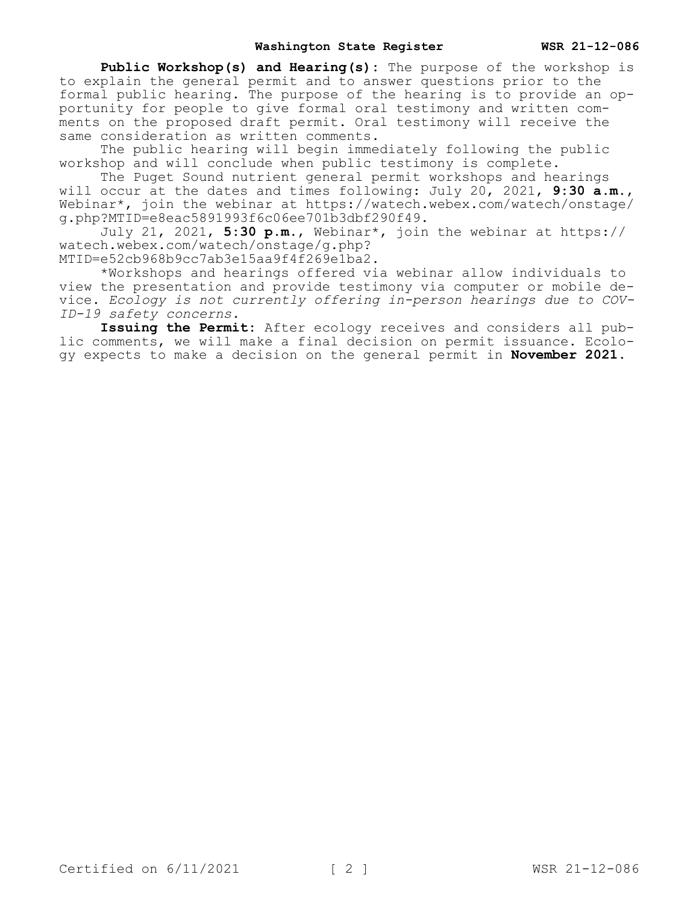**Public Workshop(s) and Hearing(s):** The purpose of the workshop is to explain the general permit and to answer questions prior to the formal public hearing. The purpose of the hearing is to provide an opportunity for people to give formal oral testimony and written comments on the proposed draft permit. Oral testimony will receive the same consideration as written comments.

The public hearing will begin immediately following the public workshop and will conclude when public testimony is complete.

The Puget Sound nutrient general permit workshops and hearings will occur at the dates and times following: July 20, 2021, **9:30 a.m.**, Webinar*, join the webinar at https://watech.webex.com/watech/onstage/g.php?MTID=e8eac5891993f6c06ee701b3dbf290f49.

July 21, 2021, **5:30 p.m.**, Webinar*, join the webinar at https://watech.webex.com/watech/onstage/g.php?MTID=e52cb968b9cc7ab3e15aa9f4f269e1ba2.

*Workshops and hearings offered via webinar allow individuals to view the presentation and provide testimony via computer or mobile device. *Ecology is not currently offering in-person hearings due to COVID-19 safety concerns.*

**Issuing the Permit:** After ecology receives and considers all public comments, we will make a final decision on permit issuance. Ecology expects to make a decision on the general permit in **November 2021.**